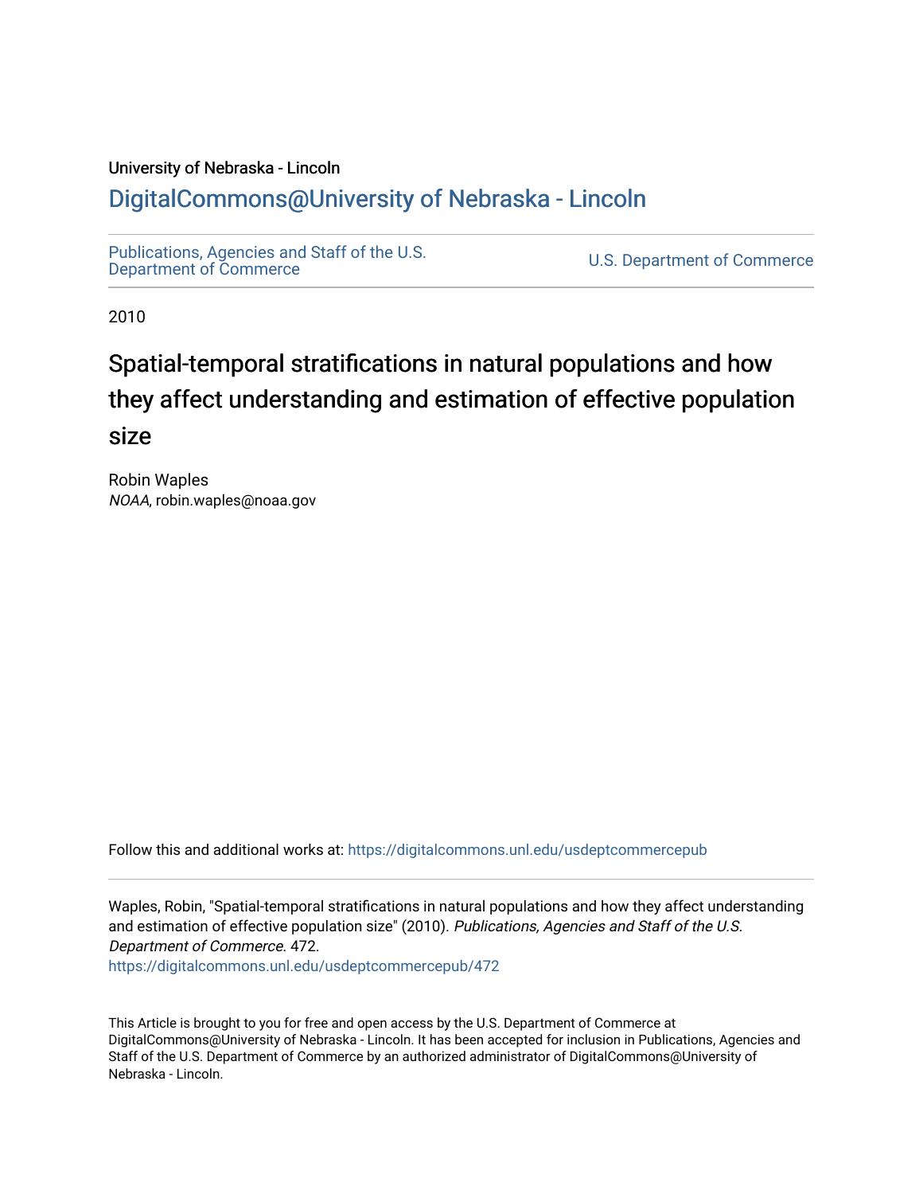University of Nebraska - Lincoln

## DigitalCommons@University of Nebraska - Lincoln

Publications, Agencies and Staff of the U.S. Department of Commerce | U.S. Department of Commerce

2010

# Spatial-temporal stratifications in natural populations and how they affect understanding and estimation of effective population size

Robin Waples
*NOAA*, robin.waples@noaa.gov

Follow this and additional works at: https://digitalcommons.unl.edu/usdeptcommercepub

Waples, Robin, "Spatial-temporal stratifications in natural populations and how they affect understanding and estimation of effective population size" (2010). *Publications, Agencies and Staff of the U.S. Department of Commerce*. 472.
https://digitalcommons.unl.edu/usdeptcommercepub/472

This Article is brought to you for free and open access by the U.S. Department of Commerce at DigitalCommons@University of Nebraska - Lincoln. It has been accepted for inclusion in Publications, Agencies and Staff of the U.S. Department of Commerce by an authorized administrator of DigitalCommons@University of Nebraska - Lincoln.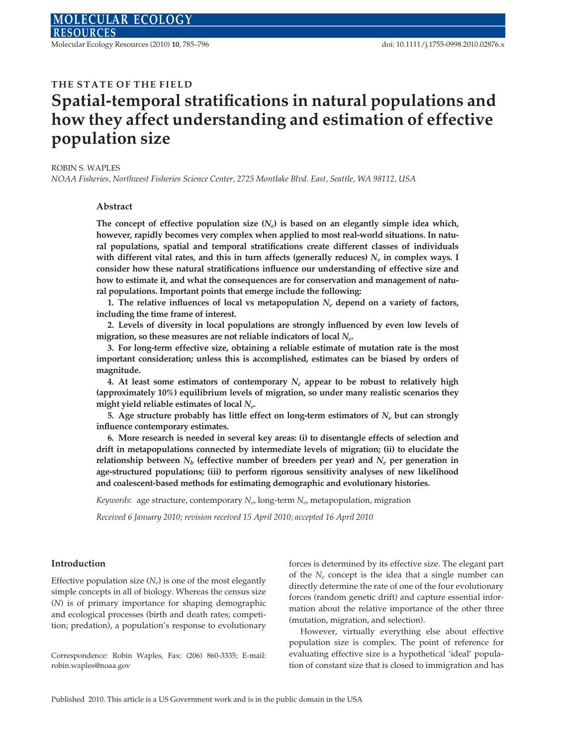# THE STATE OF THE FIELD

# Spatial-temporal stratifications in natural populations and how they affect understanding and estimation of effective population size

ROBIN S. WAPLES

*NOAA Fisheries, Northwest Fisheries Science Center, 2725 Montlake Blvd. East, Seattle, WA 98112, USA*

## Abstract

**The concept of effective population size ($N_e$) is based on an elegantly simple idea which, however, rapidly becomes very complex when applied to most real-world situations. In natural populations, spatial and temporal stratifications create different classes of individuals with different vital rates, and this in turn affects (generally reduces) $N_e$ in complex ways. I consider how these natural stratifications influence our understanding of effective size and how to estimate it, and what the consequences are for conservation and management of natural populations. Important points that emerge include the following:**

**1. The relative influences of local vs metapopulation $N_e$ depend on a variety of factors, including the time frame of interest.**

**2. Levels of diversity in local populations are strongly influenced by even low levels of migration, so these measures are not reliable indicators of local $N_e$.**

**3. For long-term effective size, obtaining a reliable estimate of mutation rate is the most important consideration; unless this is accomplished, estimates can be biased by orders of magnitude.**

**4. At least some estimators of contemporary $N_e$ appear to be robust to relatively high (approximately 10%) equilibrium levels of migration, so under many realistic scenarios they might yield reliable estimates of local $N_e$.**

**5. Age structure probably has little effect on long-term estimators of $N_e$ but can strongly influence contemporary estimates.**

**6. More research is needed in several key areas: (i) to disentangle effects of selection and drift in metapopulations connected by intermediate levels of migration; (ii) to elucidate the relationship between $N_b$ (effective number of breeders per year) and $N_e$ per generation in age-structured populations; (iii) to perform rigorous sensitivity analyses of new likelihood and coalescent-based methods for estimating demographic and evolutionary histories.**

*Keywords*: age structure, contemporary $N_e$, long-term $N_e$, metapopulation, migration

*Received 6 January 2010; revision received 15 April 2010; accepted 16 April 2010*

## Introduction

Effective population size ($N_e$) is one of the most elegantly simple concepts in all of biology. Whereas the census size ($N$) is of primary importance for shaping demographic and ecological processes (birth and death rates; competition; predation), a population's response to evolutionary forces is determined by its effective size. The elegant part of the $N_e$ concept is the idea that a single number can directly determine the rate of one of the four evolutionary forces (random genetic drift) and capture essential information about the relative importance of the other three (mutation, migration, and selection).

However, virtually everything else about effective population size is complex. The point of reference for evaluating effective size is a hypothetical 'ideal' population of constant size that is closed to immigration and has

Correspondence: Robin Waples, Fax: (206) 860-3335; E-mail: robin.waples@noaa.gov

Published 2010. This article is a US Government work and is in the public domain in the USA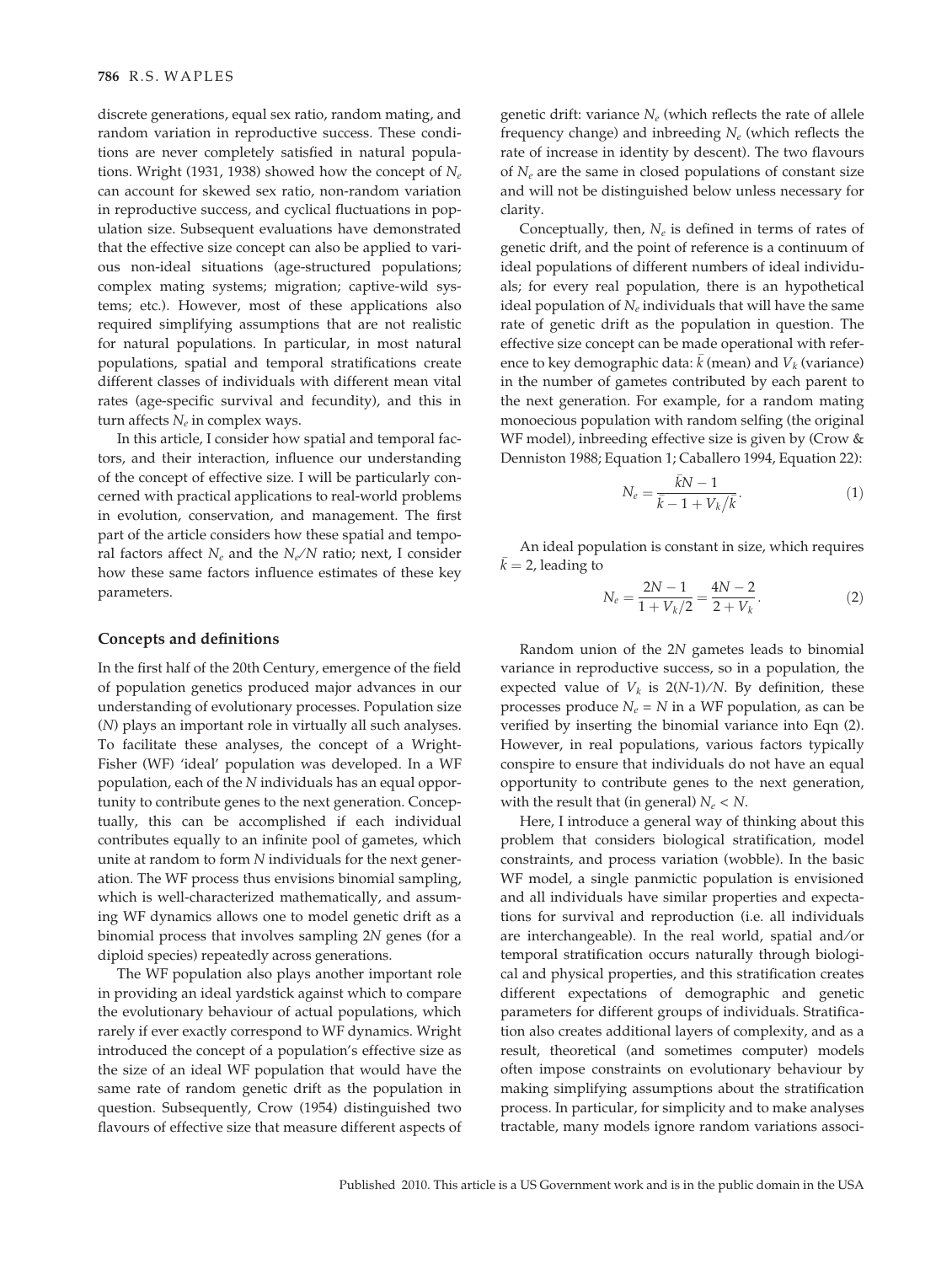discrete generations, equal sex ratio, random mating, and random variation in reproductive success. These conditions are never completely satisfied in natural populations. Wright (1931, 1938) showed how the concept of $N_e$ can account for skewed sex ratio, non-random variation in reproductive success, and cyclical fluctuations in population size. Subsequent evaluations have demonstrated that the effective size concept can also be applied to various non-ideal situations (age-structured populations; complex mating systems; migration; captive-wild systems; etc.). However, most of these applications also required simplifying assumptions that are not realistic for natural populations. In particular, in most natural populations, spatial and temporal stratifications create different classes of individuals with different mean vital rates (age-specific survival and fecundity), and this in turn affects $N_e$ in complex ways.

In this article, I consider how spatial and temporal factors, and their interaction, influence our understanding of the concept of effective size. I will be particularly concerned with practical applications to real-world problems in evolution, conservation, and management. The first part of the article considers how these spatial and temporal factors affect $N_e$ and the $N_e/N$ ratio; next, I consider how these same factors influence estimates of these key parameters.

## Concepts and definitions

In the first half of the 20th Century, emergence of the field of population genetics produced major advances in our understanding of evolutionary processes. Population size ($N$) plays an important role in virtually all such analyses. To facilitate these analyses, the concept of a Wright-Fisher (WF) 'ideal' population was developed. In a WF population, each of the $N$ individuals has an equal opportunity to contribute genes to the next generation. Conceptually, this can be accomplished if each individual contributes equally to an infinite pool of gametes, which unite at random to form $N$ individuals for the next generation. The WF process thus envisions binomial sampling, which is well-characterized mathematically, and assuming WF dynamics allows one to model genetic drift as a binomial process that involves sampling $2N$ genes (for a diploid species) repeatedly across generations.

The WF population also plays another important role in providing an ideal yardstick against which to compare the evolutionary behaviour of actual populations, which rarely if ever exactly correspond to WF dynamics. Wright introduced the concept of a population's effective size as the size of an ideal WF population that would have the same rate of random genetic drift as the population in question. Subsequently, Crow (1954) distinguished two flavours of effective size that measure different aspects of genetic drift: variance $N_e$ (which reflects the rate of allele frequency change) and inbreeding $N_e$ (which reflects the rate of increase in identity by descent). The two flavours of $N_e$ are the same in closed populations of constant size and will not be distinguished below unless necessary for clarity.

Conceptually, then, $N_e$ is defined in terms of rates of genetic drift, and the point of reference is a continuum of ideal populations of different numbers of ideal individuals; for every real population, there is an hypothetical ideal population of $N_e$ individuals that will have the same rate of genetic drift as the population in question. The effective size concept can be made operational with reference to key demographic data: $\bar{k}$ (mean) and $V_k$ (variance) in the number of gametes contributed by each parent to the next generation. For example, for a random mating monoecious population with random selfing (the original WF model), inbreeding effective size is given by (Crow & Denniston 1988; Equation 1; Caballero 1994, Equation 22):

$$N_e = \frac{\bar{k}N - 1}{\bar{k} - 1 + V_k/\bar{k}}. \quad (1)$$

An ideal population is constant in size, which requires $\bar{k} = 2$, leading to

$$N_e = \frac{2N - 1}{1 + V_k/2} = \frac{4N - 2}{2 + V_k}. \quad (2)$$

Random union of the $2N$ gametes leads to binomial variance in reproductive success, so in a population, the expected value of $V_k$ is $2(N\text{-}1)/N$. By definition, these processes produce $N_e = N$ in a WF population, as can be verified by inserting the binomial variance into Eqn (2). However, in real populations, various factors typically conspire to ensure that individuals do not have an equal opportunity to contribute genes to the next generation, with the result that (in general) $N_e < N$.

Here, I introduce a general way of thinking about this problem that considers biological stratification, model constraints, and process variation (wobble). In the basic WF model, a single panmictic population is envisioned and all individuals have similar properties and expectations for survival and reproduction (i.e. all individuals are interchangeable). In the real world, spatial and/or temporal stratification occurs naturally through biological and physical properties, and this stratification creates different expectations of demographic and genetic parameters for different groups of individuals. Stratification also creates additional layers of complexity, and as a result, theoretical (and sometimes computer) models often impose constraints on evolutionary behaviour by making simplifying assumptions about the stratification process. In particular, for simplicity and to make analyses tractable, many models ignore random variations associ-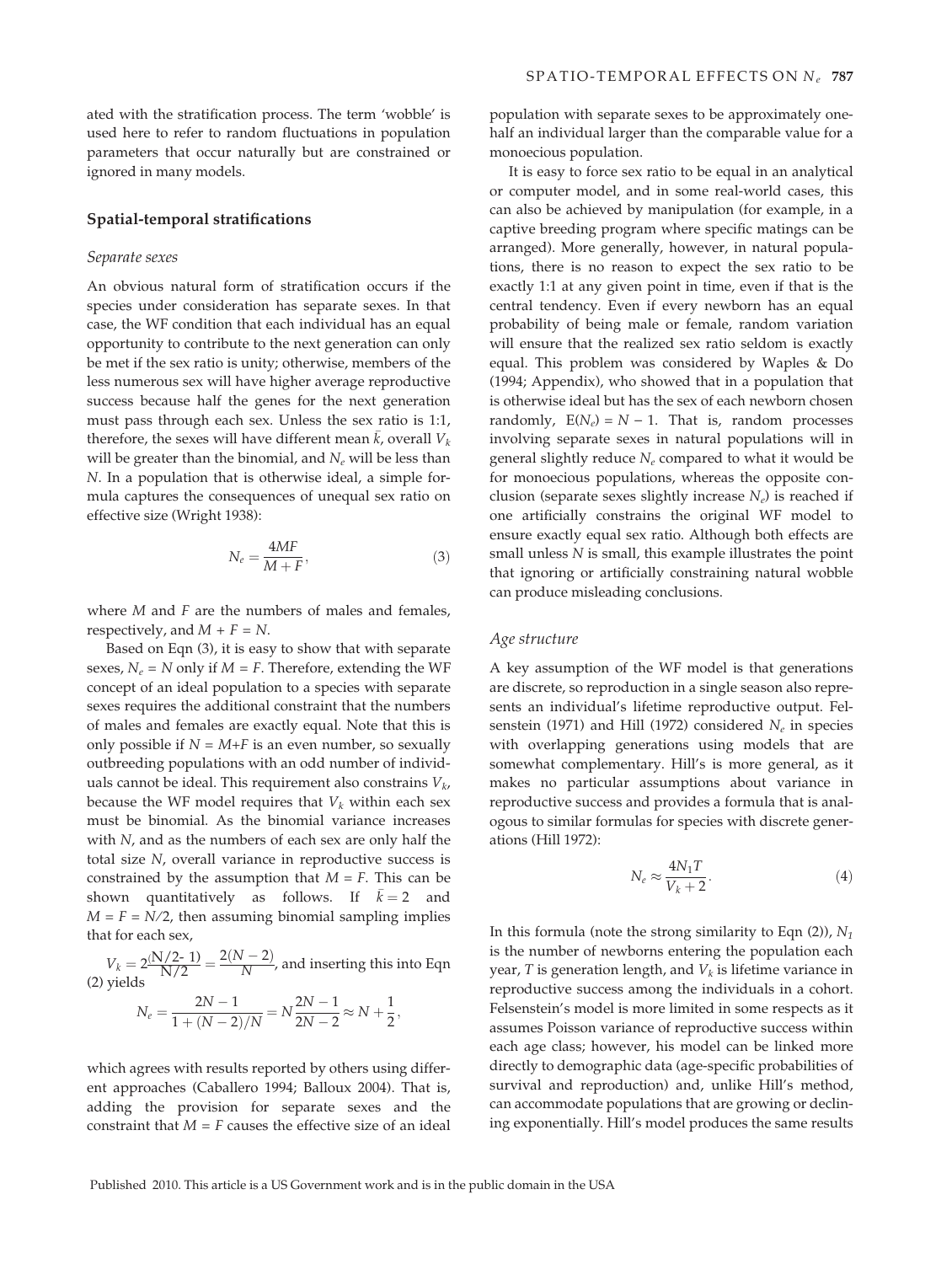ated with the stratification process. The term 'wobble' is used here to refer to random fluctuations in population parameters that occur naturally but are constrained or ignored in many models.

## Spatial-temporal stratifications

### *Separate sexes*

An obvious natural form of stratification occurs if the species under consideration has separate sexes. In that case, the WF condition that each individual has an equal opportunity to contribute to the next generation can only be met if the sex ratio is unity; otherwise, members of the less numerous sex will have higher average reproductive success because half the genes for the next generation must pass through each sex. Unless the sex ratio is 1:1, therefore, the sexes will have different mean $\bar{k}$, overall $V_k$ will be greater than the binomial, and $N_e$ will be less than $N$. In a population that is otherwise ideal, a simple formula captures the consequences of unequal sex ratio on effective size (Wright 1938):

$$N_e = \frac{4MF}{M+F}, \tag{3}$$

where $M$ and $F$ are the numbers of males and females, respectively, and $M + F = N$.

Based on Eqn (3), it is easy to show that with separate sexes, $N_e = N$ only if $M = F$. Therefore, extending the WF concept of an ideal population to a species with separate sexes requires the additional constraint that the numbers of males and females are exactly equal. Note that this is only possible if $N = M+F$ is an even number, so sexually outbreeding populations with an odd number of individuals cannot be ideal. This requirement also constrains $V_k$, because the WF model requires that $V_k$ within each sex must be binomial. As the binomial variance increases with $N$, and as the numbers of each sex are only half the total size $N$, overall variance in reproductive success is constrained by the assumption that $M = F$. This can be shown quantitatively as follows. If $\bar{k} = 2$ and $M = F = N/2$, then assuming binomial sampling implies that for each sex,

$V_k = 2\frac{(N/2-1)}{N/2} = \frac{2(N-2)}{N}$, and inserting this into Eqn (2) yields

$$N_e = \frac{2N-1}{1+(N-2)/N} = N\frac{2N-1}{2N-2} \approx N + \frac{1}{2},$$

which agrees with results reported by others using different approaches (Caballero 1994; Balloux 2004). That is, adding the provision for separate sexes and the constraint that $M = F$ causes the effective size of an ideal population with separate sexes to be approximately one-half an individual larger than the comparable value for a monoecious population.

It is easy to force sex ratio to be equal in an analytical or computer model, and in some real-world cases, this can also be achieved by manipulation (for example, in a captive breeding program where specific matings can be arranged). More generally, however, in natural populations, there is no reason to expect the sex ratio to be exactly 1:1 at any given point in time, even if that is the central tendency. Even if every newborn has an equal probability of being male or female, random variation will ensure that the realized sex ratio seldom is exactly equal. This problem was considered by Waples & Do (1994; Appendix), who showed that in a population that is otherwise ideal but has the sex of each newborn chosen randomly, $E(N_e) = N - 1$. That is, random processes involving separate sexes in natural populations will in general slightly reduce $N_e$ compared to what it would be for monoecious populations, whereas the opposite conclusion (separate sexes slightly increase $N_e$) is reached if one artificially constrains the original WF model to ensure exactly equal sex ratio. Although both effects are small unless $N$ is small, this example illustrates the point that ignoring or artificially constraining natural wobble can produce misleading conclusions.

### *Age structure*

A key assumption of the WF model is that generations are discrete, so reproduction in a single season also represents an individual's lifetime reproductive output. Felsenstein (1971) and Hill (1972) considered $N_e$ in species with overlapping generations using models that are somewhat complementary. Hill's is more general, as it makes no particular assumptions about variance in reproductive success and provides a formula that is analogous to similar formulas for species with discrete generations (Hill 1972):

$$N_e \approx \frac{4N_1T}{V_k+2}. \tag{4}$$

In this formula (note the strong similarity to Eqn (2)), $N_1$ is the number of newborns entering the population each year, $T$ is generation length, and $V_k$ is lifetime variance in reproductive success among the individuals in a cohort. Felsenstein's model is more limited in some respects as it assumes Poisson variance of reproductive success within each age class; however, his model can be linked more directly to demographic data (age-specific probabilities of survival and reproduction) and, unlike Hill's method, can accommodate populations that are growing or declining exponentially. Hill's model produces the same results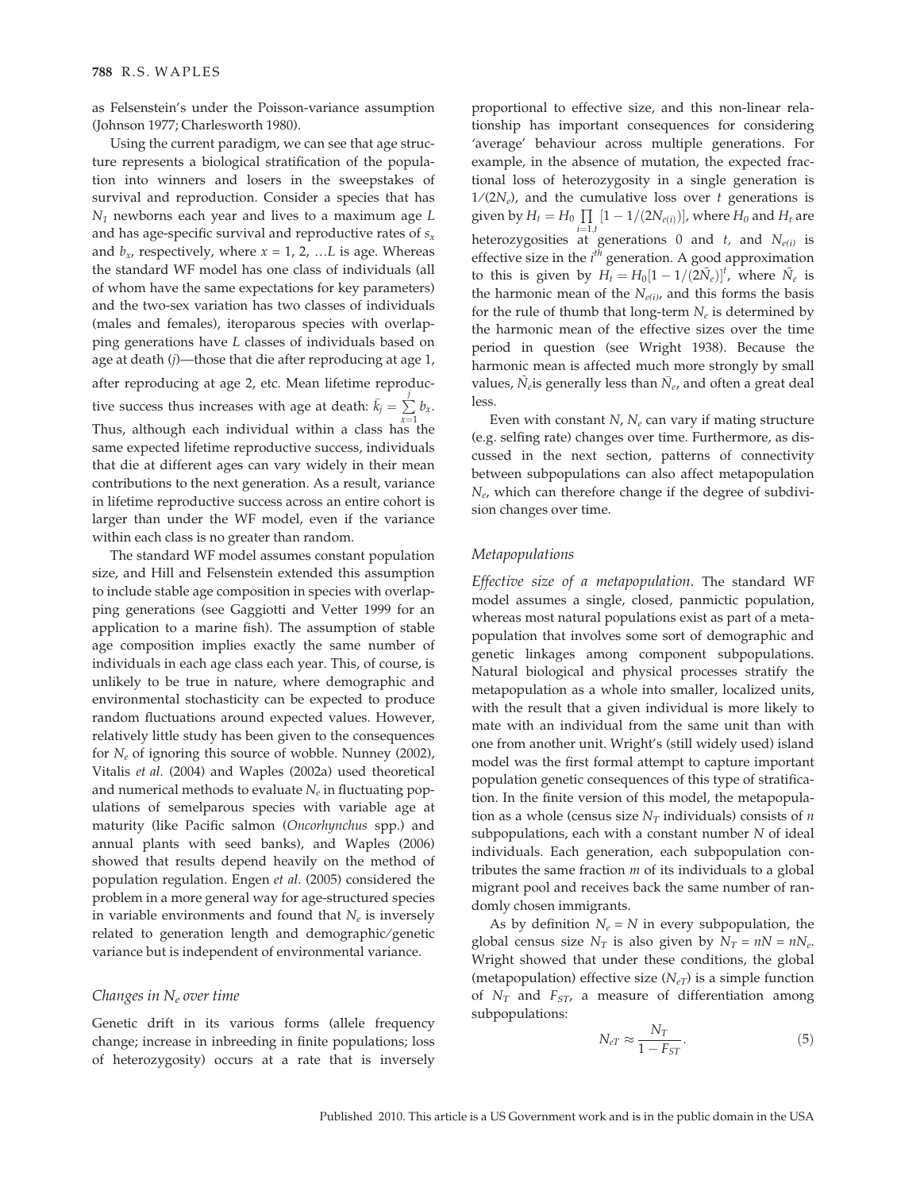as Felsenstein's under the Poisson-variance assumption (Johnson 1977; Charlesworth 1980).

Using the current paradigm, we can see that age structure represents a biological stratification of the population into winners and losers in the sweepstakes of survival and reproduction. Consider a species that has $N_1$ newborns each year and lives to a maximum age $L$ and has age-specific survival and reproductive rates of $s_x$ and $b_x$, respectively, where $x = 1, 2, \ldots L$ is age. Whereas the standard WF model has one class of individuals (all of whom have the same expectations for key parameters) and the two-sex variation has two classes of individuals (males and females), iteroparous species with overlapping generations have $L$ classes of individuals based on age at death ($j$)—those that die after reproducing at age 1, after reproducing at age 2, etc. Mean lifetime reproductive success thus increases with age at death: $\bar{k}_j = \sum_{x=1}^{j} b_x$. Thus, although each individual within a class has the same expected lifetime reproductive success, individuals that die at different ages can vary widely in their mean contributions to the next generation. As a result, variance in lifetime reproductive success across an entire cohort is larger than under the WF model, even if the variance within each class is no greater than random.

The standard WF model assumes constant population size, and Hill and Felsenstein extended this assumption to include stable age composition in species with overlapping generations (see Gaggiotti and Vetter 1999 for an application to a marine fish). The assumption of stable age composition implies exactly the same number of individuals in each age class each year. This, of course, is unlikely to be true in nature, where demographic and environmental stochasticity can be expected to produce random fluctuations around expected values. However, relatively little study has been given to the consequences for $N_e$ of ignoring this source of wobble. Nunney (2002), Vitalis *et al.* (2004) and Waples (2002a) used theoretical and numerical methods to evaluate $N_e$ in fluctuating populations of semelparous species with variable age at maturity (like Pacific salmon (*Oncorhynchus* spp.) and annual plants with seed banks), and Waples (2006) showed that results depend heavily on the method of population regulation. Engen *et al.* (2005) considered the problem in a more general way for age-structured species in variable environments and found that $N_e$ is inversely related to generation length and demographic/genetic variance but is independent of environmental variance.

### *Changes in $N_e$ over time*

Genetic drift in its various forms (allele frequency change; increase in inbreeding in finite populations; loss of heterozygosity) occurs at a rate that is inversely proportional to effective size, and this non-linear relationship has important consequences for considering 'average' behaviour across multiple generations. For example, in the absence of mutation, the expected fractional loss of heterozygosity in a single generation is $1/(2N_e)$, and the cumulative loss over $t$ generations is given by $H_t = H_0 \prod_{i=1,t} [1 - 1/(2N_{e(i)})]$, where $H_0$ and $H_t$ are heterozygosities at generations 0 and $t$, and $N_{e(i)}$ is effective size in the $i^{th}$ generation. A good approximation to this is given by $H_t = H_0[1 - 1/(2\tilde{N}_e)]^t$, where $\tilde{N}_e$ is the harmonic mean of the $N_{e(i)}$, and this forms the basis for the rule of thumb that long-term $N_e$ is determined by the harmonic mean of the effective sizes over the time period in question (see Wright 1938). Because the harmonic mean is affected much more strongly by small values, $\tilde{N}_e$ is generally less than $\bar{N}_e$, and often a great deal less.

Even with constant $N$, $N_e$ can vary if mating structure (e.g. selfing rate) changes over time. Furthermore, as discussed in the next section, patterns of connectivity between subpopulations can also affect metapopulation $N_e$, which can therefore change if the degree of subdivision changes over time.

### *Metapopulations*

*Effective size of a metapopulation.* The standard WF model assumes a single, closed, panmictic population, whereas most natural populations exist as part of a metapopulation that involves some sort of demographic and genetic linkages among component subpopulations. Natural biological and physical processes stratify the metapopulation as a whole into smaller, localized units, with the result that a given individual is more likely to mate with an individual from the same unit than with one from another unit. Wright's (still widely used) island model was the first formal attempt to capture important population genetic consequences of this type of stratification. In the finite version of this model, the metapopulation as a whole (census size $N_T$ individuals) consists of $n$ subpopulations, each with a constant number $N$ of ideal individuals. Each generation, each subpopulation contributes the same fraction $m$ of its individuals to a global migrant pool and receives back the same number of randomly chosen immigrants.

As by definition $N_e = N$ in every subpopulation, the global census size $N_T$ is also given by $N_T = nN = nN_e$. Wright showed that under these conditions, the global (metapopulation) effective size ($N_{eT}$) is a simple function of $N_T$ and $F_{ST}$, a measure of differentiation among subpopulations:

$$N_{eT} \approx \frac{N_T}{1 - F_{ST}}. \tag{5}$$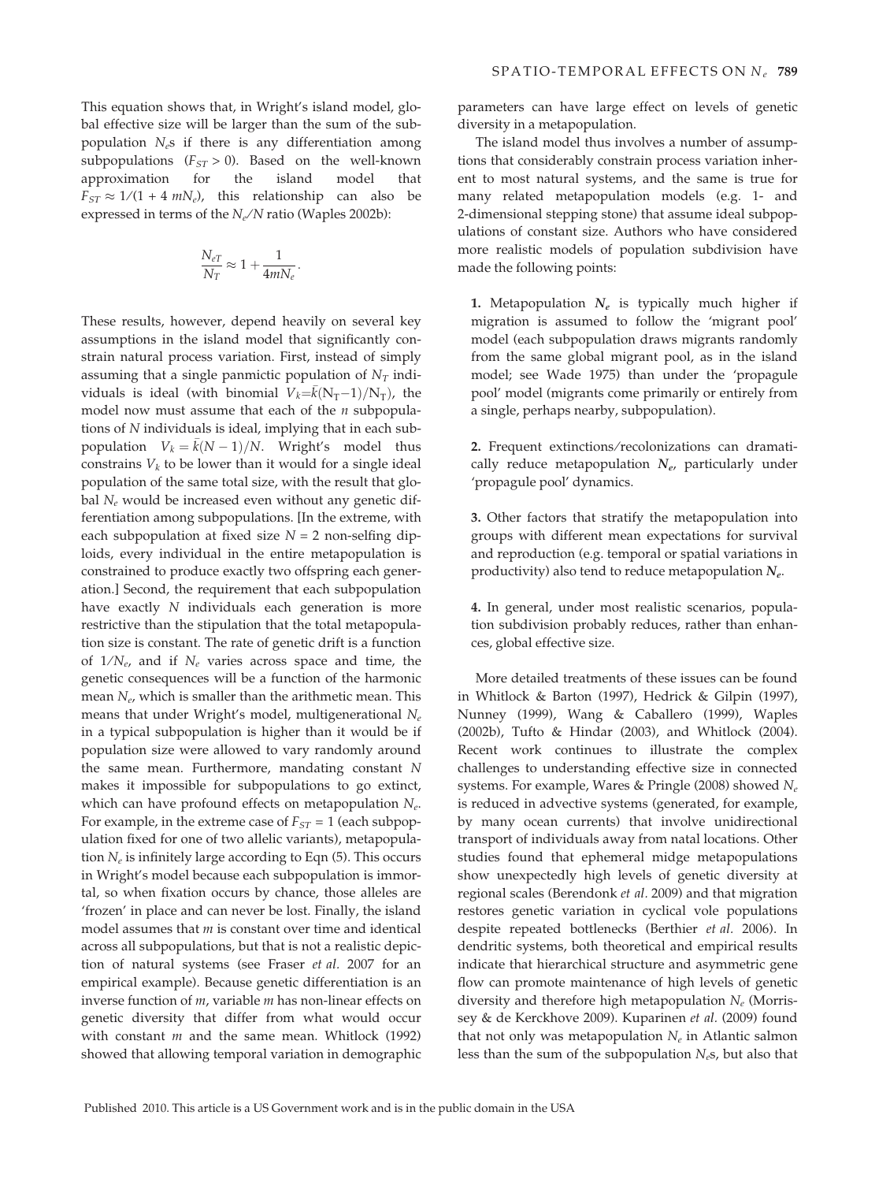This equation shows that, in Wright's island model, global effective size will be larger than the sum of the subpopulation $N_e$s if there is any differentiation among subpopulations ($F_{ST} > 0$). Based on the well-known approximation for the island model that $F_{ST} \approx 1/(1 + 4\ mN_e)$, this relationship can also be expressed in terms of the $N_e/N$ ratio (Waples 2002b):

$$\frac{N_{eT}}{N_T} \approx 1 + \frac{1}{4mN_e}.$$

These results, however, depend heavily on several key assumptions in the island model that significantly constrain natural process variation. First, instead of simply assuming that a single panmictic population of $N_T$ individuals is ideal (with binomial $V_k = \bar{k}(N_T - 1)/N_T$), the model now must assume that each of the $n$ subpopulations of $N$ individuals is ideal, implying that in each subpopulation $V_k = \bar{k}(N-1)/N$. Wright's model thus constrains $V_k$ to be lower than it would for a single ideal population of the same total size, with the result that global $N_e$ would be increased even without any genetic differentiation among subpopulations. [In the extreme, with each subpopulation at fixed size $N = 2$ non-selfing diploids, every individual in the entire metapopulation is constrained to produce exactly two offspring each generation.] Second, the requirement that each subpopulation have exactly $N$ individuals each generation is more restrictive than the stipulation that the total metapopulation size is constant. The rate of genetic drift is a function of $1/N_e$, and if $N_e$ varies across space and time, the genetic consequences will be a function of the harmonic mean $N_e$, which is smaller than the arithmetic mean. This means that under Wright's model, multigenerational $N_e$ in a typical subpopulation is higher than it would be if population size were allowed to vary randomly around the same mean. Furthermore, mandating constant $N$ makes it impossible for subpopulations to go extinct, which can have profound effects on metapopulation $N_e$. For example, in the extreme case of $F_{ST} = 1$ (each subpopulation fixed for one of two allelic variants), metapopulation $N_e$ is infinitely large according to Eqn (5). This occurs in Wright's model because each subpopulation is immortal, so when fixation occurs by chance, those alleles are 'frozen' in place and can never be lost. Finally, the island model assumes that $m$ is constant over time and identical across all subpopulations, but that is not a realistic depiction of natural systems (see Fraser *et al.* 2007 for an empirical example). Because genetic differentiation is an inverse function of $m$, variable $m$ has non-linear effects on genetic diversity that differ from what would occur with constant $m$ and the same mean. Whitlock (1992) showed that allowing temporal variation in demographic parameters can have large effect on levels of genetic diversity in a metapopulation.

The island model thus involves a number of assumptions that considerably constrain process variation inherent to most natural systems, and the same is true for many related metapopulation models (e.g. 1- and 2-dimensional stepping stone) that assume ideal subpopulations of constant size. Authors who have considered more realistic models of population subdivision have made the following points:

**1.** Metapopulation $N_e$ is typically much higher if migration is assumed to follow the 'migrant pool' model (each subpopulation draws migrants randomly from the same global migrant pool, as in the island model; see Wade 1975) than under the 'propagule pool' model (migrants come primarily or entirely from a single, perhaps nearby, subpopulation).

**2.** Frequent extinctions/recolonizations can dramatically reduce metapopulation $N_e$, particularly under 'propagule pool' dynamics.

**3.** Other factors that stratify the metapopulation into groups with different mean expectations for survival and reproduction (e.g. temporal or spatial variations in productivity) also tend to reduce metapopulation $N_e$.

**4.** In general, under most realistic scenarios, population subdivision probably reduces, rather than enhances, global effective size.

More detailed treatments of these issues can be found in Whitlock & Barton (1997), Hedrick & Gilpin (1997), Nunney (1999), Wang & Caballero (1999), Waples (2002b), Tufto & Hindar (2003), and Whitlock (2004). Recent work continues to illustrate the complex challenges to understanding effective size in connected systems. For example, Wares & Pringle (2008) showed $N_e$ is reduced in advective systems (generated, for example, by many ocean currents) that involve unidirectional transport of individuals away from natal locations. Other studies found that ephemeral midge metapopulations show unexpectedly high levels of genetic diversity at regional scales (Berendonk *et al.* 2009) and that migration restores genetic variation in cyclical vole populations despite repeated bottlenecks (Berthier *et al.* 2006). In dendritic systems, both theoretical and empirical results indicate that hierarchical structure and asymmetric gene flow can promote maintenance of high levels of genetic diversity and therefore high metapopulation $N_e$ (Morrissey & de Kerckhove 2009). Kuparinen *et al.* (2009) found that not only was metapopulation $N_e$ in Atlantic salmon less than the sum of the subpopulation $N_e$s, but also that

Published 2010. This article is a US Government work and is in the public domain in the USA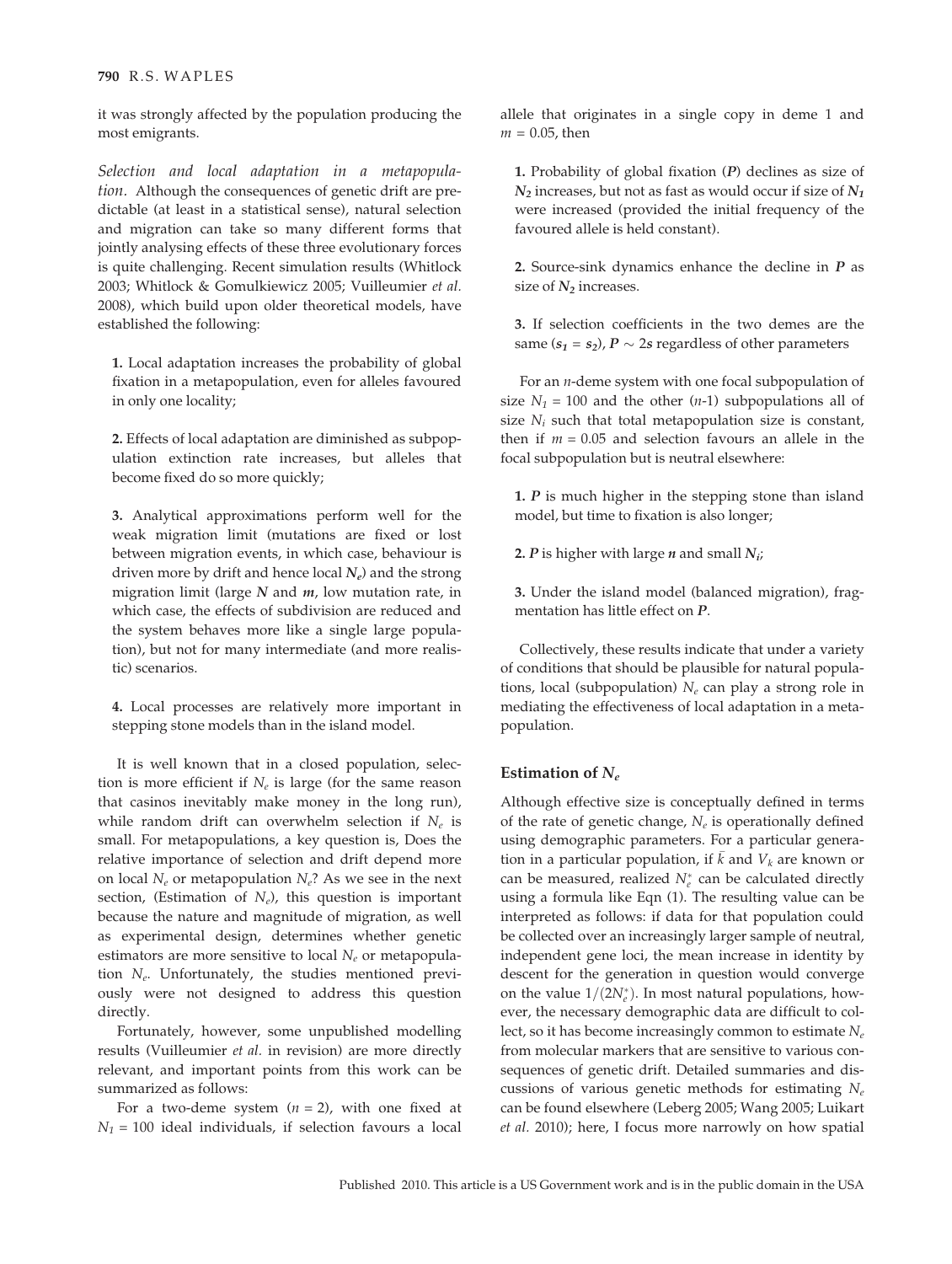it was strongly affected by the population producing the most emigrants.

*Selection and local adaptation in a metapopulation.* Although the consequences of genetic drift are predictable (at least in a statistical sense), natural selection and migration can take so many different forms that jointly analysing effects of these three evolutionary forces is quite challenging. Recent simulation results (Whitlock 2003; Whitlock & Gomulkiewicz 2005; Vuilleumier *et al.* 2008), which build upon older theoretical models, have established the following:

**1.** Local adaptation increases the probability of global fixation in a metapopulation, even for alleles favoured in only one locality;

**2.** Effects of local adaptation are diminished as subpopulation extinction rate increases, but alleles that become fixed do so more quickly;

**3.** Analytical approximations perform well for the weak migration limit (mutations are fixed or lost between migration events, in which case, behaviour is driven more by drift and hence local $N_e$) and the strong migration limit (large $N$ and $m$, low mutation rate, in which case, the effects of subdivision are reduced and the system behaves more like a single large population), but not for many intermediate (and more realistic) scenarios.

**4.** Local processes are relatively more important in stepping stone models than in the island model.

It is well known that in a closed population, selection is more efficient if $N_e$ is large (for the same reason that casinos inevitably make money in the long run), while random drift can overwhelm selection if $N_e$ is small. For metapopulations, a key question is, Does the relative importance of selection and drift depend more on local $N_e$ or metapopulation $N_e$? As we see in the next section, (Estimation of $N_e$), this question is important because the nature and magnitude of migration, as well as experimental design, determines whether genetic estimators are more sensitive to local $N_e$ or metapopulation $N_e$. Unfortunately, the studies mentioned previously were not designed to address this question directly.

Fortunately, however, some unpublished modelling results (Vuilleumier *et al.* in revision) are more directly relevant, and important points from this work can be summarized as follows:

For a two-deme system ($n$ = 2), with one fixed at $N_1$ = 100 ideal individuals, if selection favours a local allele that originates in a single copy in deme 1 and $m$ = 0.05, then

**1.** Probability of global fixation (***P***) declines as size of $\boldsymbol{N_2}$ increases, but not as fast as would occur if size of $\boldsymbol{N_1}$ were increased (provided the initial frequency of the favoured allele is held constant).

**2.** Source-sink dynamics enhance the decline in ***P*** as size of $\boldsymbol{N_2}$ increases.

**3.** If selection coefficients in the two demes are the same ($\boldsymbol{s_1 = s_2}$), $\boldsymbol{P \sim 2s}$ regardless of other parameters

For an $n$-deme system with one focal subpopulation of size $N_1$ = 100 and the other ($n$-1) subpopulations all of size $N_i$ such that total metapopulation size is constant, then if $m$ = 0.05 and selection favours an allele in the focal subpopulation but is neutral elsewhere:

**1.** ***P*** is much higher in the stepping stone than island model, but time to fixation is also longer;

**2.** ***P*** is higher with large ***n*** and small $\boldsymbol{N_i}$;

**3.** Under the island model (balanced migration), fragmentation has little effect on ***P***.

Collectively, these results indicate that under a variety of conditions that should be plausible for natural populations, local (subpopulation) $N_e$ can play a strong role in mediating the effectiveness of local adaptation in a metapopulation.

## Estimation of $N_e$

Although effective size is conceptually defined in terms of the rate of genetic change, $N_e$ is operationally defined using demographic parameters. For a particular generation in a particular population, if $\bar{k}$ and $V_k$ are known or can be measured, realized $N_e^*$ can be calculated directly using a formula like Eqn (1). The resulting value can be interpreted as follows: if data for that population could be collected over an increasingly larger sample of neutral, independent gene loci, the mean increase in identity by descent for the generation in question would converge on the value $1/(2N_e^*)$. In most natural populations, however, the necessary demographic data are difficult to collect, so it has become increasingly common to estimate $N_e$ from molecular markers that are sensitive to various consequences of genetic drift. Detailed summaries and discussions of various genetic methods for estimating $N_e$ can be found elsewhere (Leberg 2005; Wang 2005; Luikart *et al.* 2010); here, I focus more narrowly on how spatial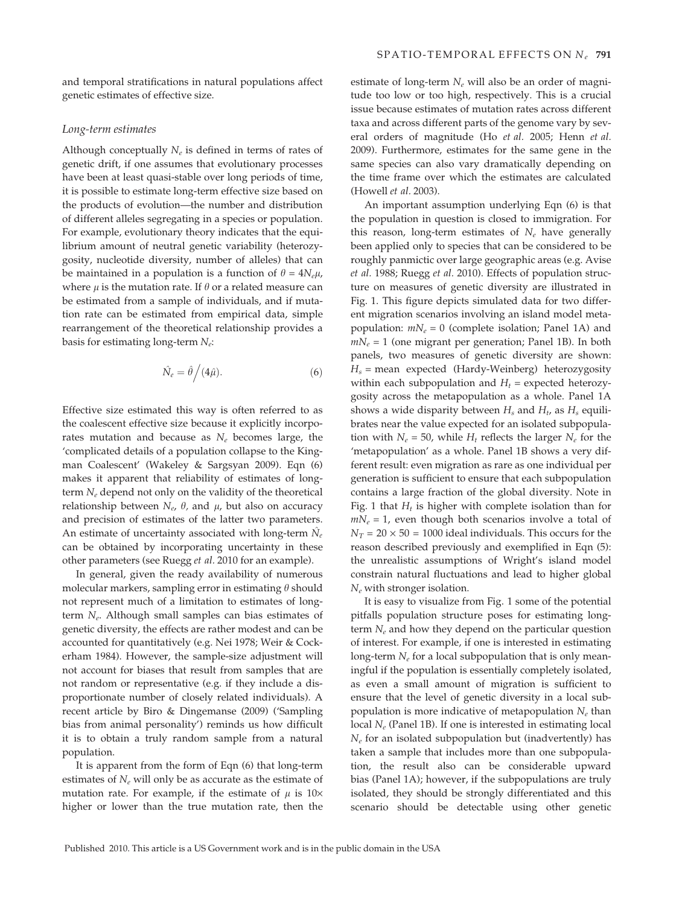and temporal stratifications in natural populations affect genetic estimates of effective size.

### Long-term estimates

Although conceptually $N_e$ is defined in terms of rates of genetic drift, if one assumes that evolutionary processes have been at least quasi-stable over long periods of time, it is possible to estimate long-term effective size based on the products of evolution—the number and distribution of different alleles segregating in a species or population. For example, evolutionary theory indicates that the equilibrium amount of neutral genetic variability (heterozygosity, nucleotide diversity, number of alleles) that can be maintained in a population is a function of $\theta = 4N_e\mu$, where $\mu$ is the mutation rate. If $\theta$ or a related measure can be estimated from a sample of individuals, and if mutation rate can be estimated from empirical data, simple rearrangement of the theoretical relationship provides a basis for estimating long-term $N_e$:

$$\hat{N}_e = \hat{\theta} \Big/ (4\hat{\mu}). \tag{6}$$

Effective size estimated this way is often referred to as the coalescent effective size because it explicitly incorporates mutation and because as $N_e$ becomes large, the 'complicated details of a population collapse to the Kingman Coalescent' (Wakeley & Sargsyan 2009). Eqn (6) makes it apparent that reliability of estimates of long-term $N_e$ depend not only on the validity of the theoretical relationship between $N_e$, $\theta$, and $\mu$, but also on accuracy and precision of estimates of the latter two parameters. An estimate of uncertainty associated with long-term $\hat{N}_e$ can be obtained by incorporating uncertainty in these other parameters (see Ruegg *et al.* 2010 for an example).

In general, given the ready availability of numerous molecular markers, sampling error in estimating $\theta$ should not represent much of a limitation to estimates of long-term $N_e$. Although small samples can bias estimates of genetic diversity, the effects are rather modest and can be accounted for quantitatively (e.g. Nei 1978; Weir & Cockerham 1984). However, the sample-size adjustment will not account for biases that result from samples that are not random or representative (e.g. if they include a disproportionate number of closely related individuals). A recent article by Biro & Dingemanse (2009) ('Sampling bias from animal personality') reminds us how difficult it is to obtain a truly random sample from a natural population.

It is apparent from the form of Eqn (6) that long-term estimates of $N_e$ will only be as accurate as the estimate of mutation rate. For example, if the estimate of $\mu$ is 10× higher or lower than the true mutation rate, then the estimate of long-term $N_e$ will also be an order of magnitude too low or too high, respectively. This is a crucial issue because estimates of mutation rates across different taxa and across different parts of the genome vary by several orders of magnitude (Ho *et al.* 2005; Henn *et al.* 2009). Furthermore, estimates for the same gene in the same species can also vary dramatically depending on the time frame over which the estimates are calculated (Howell *et al.* 2003).

An important assumption underlying Eqn (6) is that the population in question is closed to immigration. For this reason, long-term estimates of $N_e$ have generally been applied only to species that can be considered to be roughly panmictic over large geographic areas (e.g. Avise *et al.* 1988; Ruegg *et al.* 2010). Effects of population structure on measures of genetic diversity are illustrated in Fig. 1. This figure depicts simulated data for two different migration scenarios involving an island model metapopulation: $mN_e = 0$ (complete isolation; Panel 1A) and $mN_e = 1$ (one migrant per generation; Panel 1B). In both panels, two measures of genetic diversity are shown: $H_s$ = mean expected (Hardy-Weinberg) heterozygosity within each subpopulation and $H_t$ = expected heterozygosity across the metapopulation as a whole. Panel 1A shows a wide disparity between $H_s$ and $H_t$, as $H_s$ equilibrates near the value expected for an isolated subpopulation with $N_e = 50$, while $H_t$ reflects the larger $N_e$ for the 'metapopulation' as a whole. Panel 1B shows a very different result: even migration as rare as one individual per generation is sufficient to ensure that each subpopulation contains a large fraction of the global diversity. Note in Fig. 1 that $H_t$ is higher with complete isolation than for $mN_e = 1$, even though both scenarios involve a total of $N_T = 20 \times 50 = 1000$ ideal individuals. This occurs for the reason described previously and exemplified in Eqn (5): the unrealistic assumptions of Wright's island model constrain natural fluctuations and lead to higher global $N_e$ with stronger isolation.

It is easy to visualize from Fig. 1 some of the potential pitfalls population structure poses for estimating long-term $N_e$ and how they depend on the particular question of interest. For example, if one is interested in estimating long-term $N_e$ for a local subpopulation that is only meaningful if the population is essentially completely isolated, as even a small amount of migration is sufficient to ensure that the level of genetic diversity in a local subpopulation is more indicative of metapopulation $N_e$ than local $N_e$ (Panel 1B). If one is interested in estimating local $N_e$ for an isolated subpopulation but (inadvertently) has taken a sample that includes more than one subpopulation, the result also can be considerable upward bias (Panel 1A); however, if the subpopulations are truly isolated, they should be strongly differentiated and this scenario should be detectable using other genetic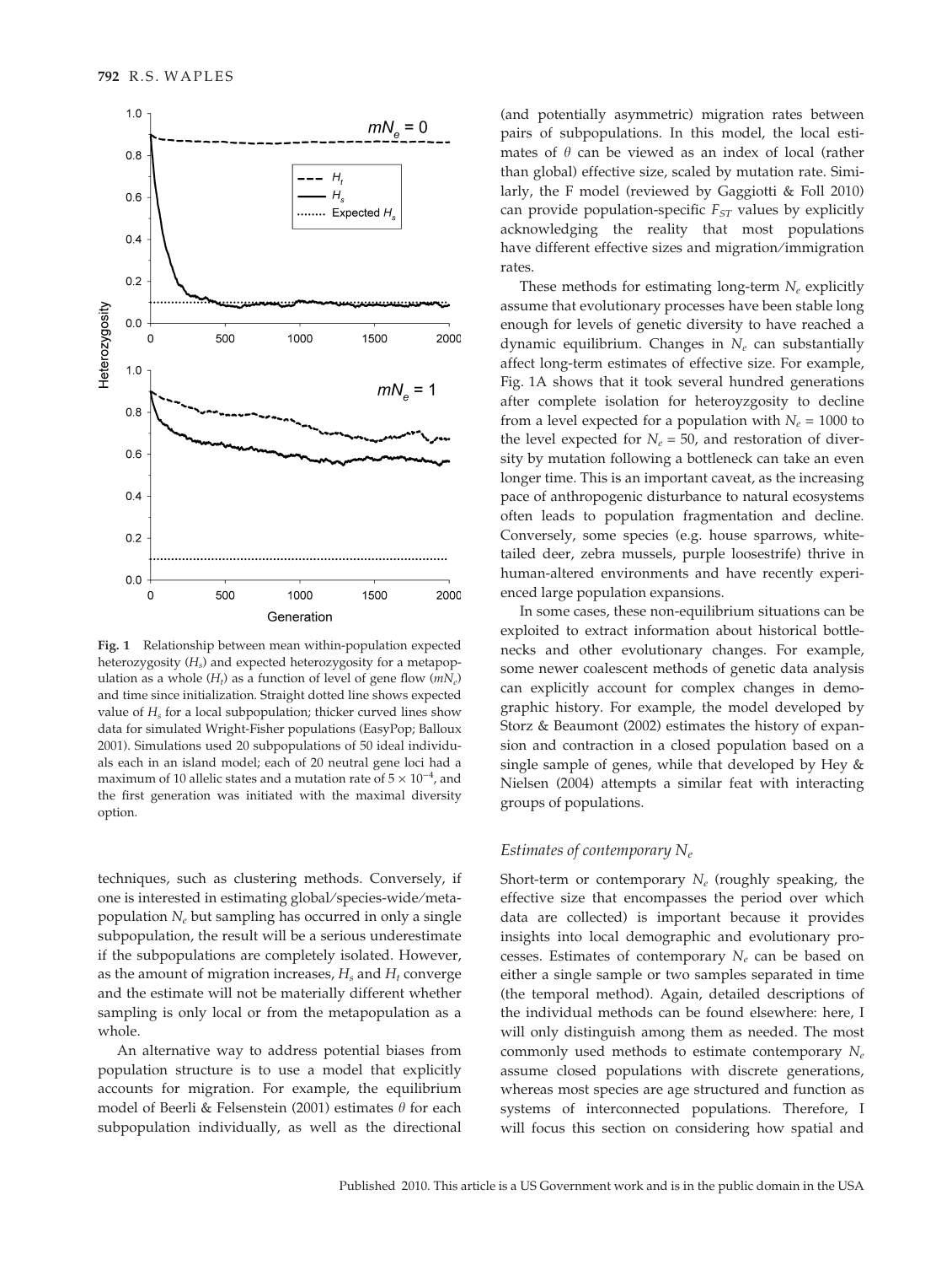Fig. 1 Relationship between mean within-population expected heterozygosity ($H_s$) and expected heterozygosity for a metapopulation as a whole ($H_t$) as a function of level of gene flow ($mN_e$) and time since initialization. Straight dotted line shows expected value of $H_s$ for a local subpopulation; thicker curved lines show data for simulated Wright-Fisher populations (EasyPop; Balloux 2001). Simulations used 20 subpopulations of 50 ideal individuals each in an island model; each of 20 neutral gene loci had a maximum of 10 allelic states and a mutation rate of $5 \times 10^{-4}$, and the first generation was initiated with the maximal diversity option.

techniques, such as clustering methods. Conversely, if one is interested in estimating global/species-wide/metapopulation $N_e$ but sampling has occurred in only a single subpopulation, the result will be a serious underestimate if the subpopulations are completely isolated. However, as the amount of migration increases, $H_s$ and $H_t$ converge and the estimate will not be materially different whether sampling is only local or from the metapopulation as a whole.

An alternative way to address potential biases from population structure is to use a model that explicitly accounts for migration. For example, the equilibrium model of Beerli & Felsenstein (2001) estimates $\theta$ for each subpopulation individually, as well as the directional (and potentially asymmetric) migration rates between pairs of subpopulations. In this model, the local estimates of $\theta$ can be viewed as an index of local (rather than global) effective size, scaled by mutation rate. Similarly, the F model (reviewed by Gaggiotti & Foll 2010) can provide population-specific $F_{ST}$ values by explicitly acknowledging the reality that most populations have different effective sizes and migration/immigration rates.

These methods for estimating long-term $N_e$ explicitly assume that evolutionary processes have been stable long enough for levels of genetic diversity to have reached a dynamic equilibrium. Changes in $N_e$ can substantially affect long-term estimates of effective size. For example, Fig. 1A shows that it took several hundred generations after complete isolation for heteroyzgosity to decline from a level expected for a population with $N_e = 1000$ to the level expected for $N_e = 50$, and restoration of diversity by mutation following a bottleneck can take an even longer time. This is an important caveat, as the increasing pace of anthropogenic disturbance to natural ecosystems often leads to population fragmentation and decline. Conversely, some species (e.g. house sparrows, white-tailed deer, zebra mussels, purple loosestrife) thrive in human-altered environments and have recently experienced large population expansions.

In some cases, these non-equilibrium situations can be exploited to extract information about historical bottlenecks and other evolutionary changes. For example, some newer coalescent methods of genetic data analysis can explicitly account for complex changes in demographic history. For example, the model developed by Storz & Beaumont (2002) estimates the history of expansion and contraction in a closed population based on a single sample of genes, while that developed by Hey & Nielsen (2004) attempts a similar feat with interacting groups of populations.

### *Estimates of contemporary $N_e$*

Short-term or contemporary $N_e$ (roughly speaking, the effective size that encompasses the period over which data are collected) is important because it provides insights into local demographic and evolutionary processes. Estimates of contemporary $N_e$ can be based on either a single sample or two samples separated in time (the temporal method). Again, detailed descriptions of the individual methods can be found elsewhere: here, I will only distinguish among them as needed. The most commonly used methods to estimate contemporary $N_e$ assume closed populations with discrete generations, whereas most species are age structured and function as systems of interconnected populations. Therefore, I will focus this section on considering how spatial and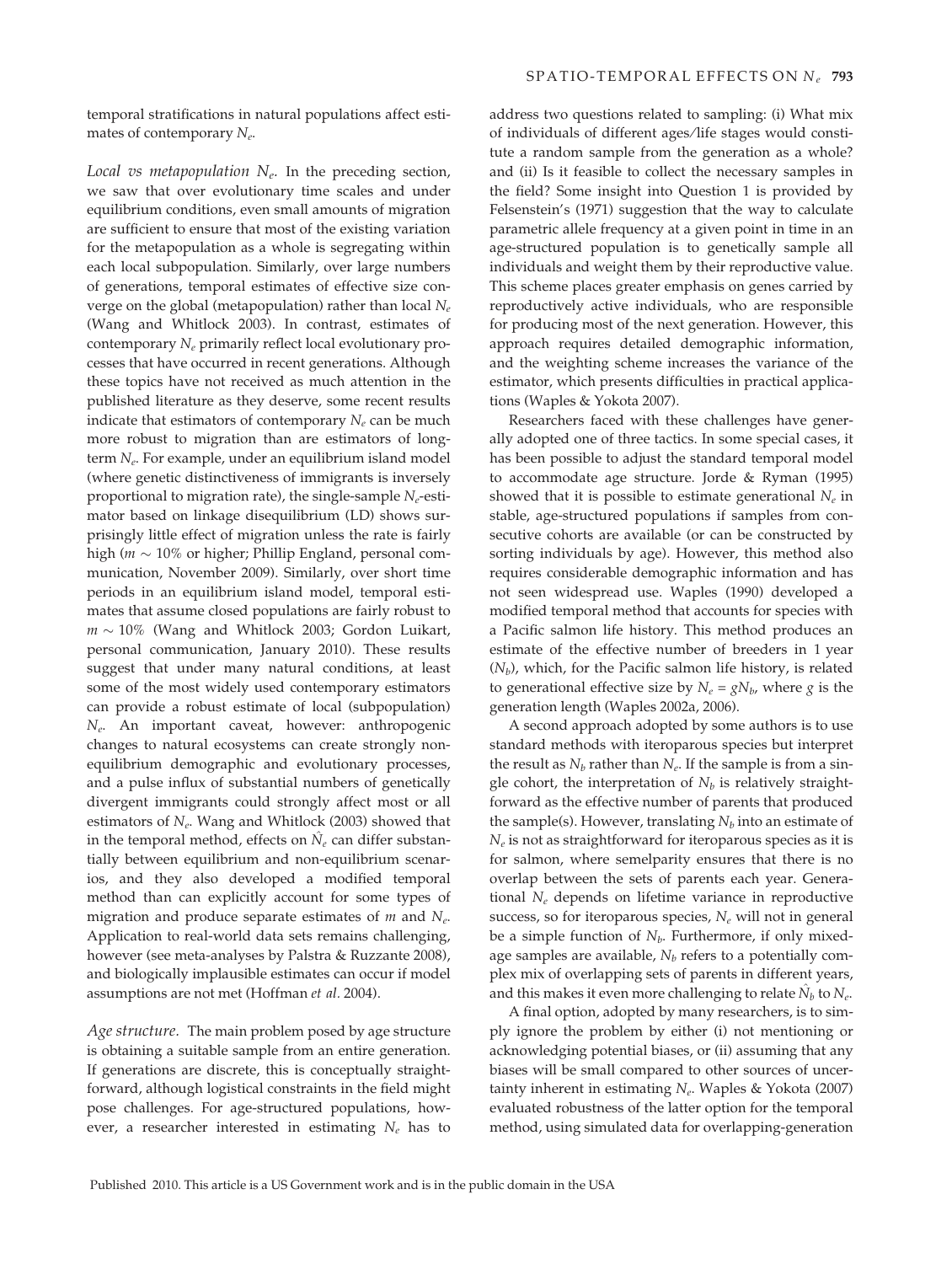temporal stratifications in natural populations affect estimates of contemporary $N_e$.

*Local vs metapopulation $N_e$.* In the preceding section, we saw that over evolutionary time scales and under equilibrium conditions, even small amounts of migration are sufficient to ensure that most of the existing variation for the metapopulation as a whole is segregating within each local subpopulation. Similarly, over large numbers of generations, temporal estimates of effective size converge on the global (metapopulation) rather than local $N_e$ (Wang and Whitlock 2003). In contrast, estimates of contemporary $N_e$ primarily reflect local evolutionary processes that have occurred in recent generations. Although these topics have not received as much attention in the published literature as they deserve, some recent results indicate that estimators of contemporary $N_e$ can be much more robust to migration than are estimators of long-term $N_e$. For example, under an equilibrium island model (where genetic distinctiveness of immigrants is inversely proportional to migration rate), the single-sample $N_e$-estimator based on linkage disequilibrium (LD) shows surprisingly little effect of migration unless the rate is fairly high ($m \sim 10\%$ or higher; Phillip England, personal communication, November 2009). Similarly, over short time periods in an equilibrium island model, temporal estimates that assume closed populations are fairly robust to $m \sim 10\%$ (Wang and Whitlock 2003; Gordon Luikart, personal communication, January 2010). These results suggest that under many natural conditions, at least some of the most widely used contemporary estimators can provide a robust estimate of local (subpopulation) $N_e$. An important caveat, however: anthropogenic changes to natural ecosystems can create strongly non-equilibrium demographic and evolutionary processes, and a pulse influx of substantial numbers of genetically divergent immigrants could strongly affect most or all estimators of $N_e$. Wang and Whitlock (2003) showed that in the temporal method, effects on $\hat{N}_e$ can differ substantially between equilibrium and non-equilibrium scenarios, and they also developed a modified temporal method than can explicitly account for some types of migration and produce separate estimates of $m$ and $N_e$. Application to real-world data sets remains challenging, however (see meta-analyses by Palstra & Ruzzante 2008), and biologically implausible estimates can occur if model assumptions are not met (Hoffman *et al*. 2004).

*Age structure.* The main problem posed by age structure is obtaining a suitable sample from an entire generation. If generations are discrete, this is conceptually straightforward, although logistical constraints in the field might pose challenges. For age-structured populations, however, a researcher interested in estimating $N_e$ has to address two questions related to sampling: (i) What mix of individuals of different ages/life stages would constitute a random sample from the generation as a whole? and (ii) Is it feasible to collect the necessary samples in the field? Some insight into Question 1 is provided by Felsenstein's (1971) suggestion that the way to calculate parametric allele frequency at a given point in time in an age-structured population is to genetically sample all individuals and weight them by their reproductive value. This scheme places greater emphasis on genes carried by reproductively active individuals, who are responsible for producing most of the next generation. However, this approach requires detailed demographic information, and the weighting scheme increases the variance of the estimator, which presents difficulties in practical applications (Waples & Yokota 2007).

Researchers faced with these challenges have generally adopted one of three tactics. In some special cases, it has been possible to adjust the standard temporal model to accommodate age structure. Jorde & Ryman (1995) showed that it is possible to estimate generational $N_e$ in stable, age-structured populations if samples from consecutive cohorts are available (or can be constructed by sorting individuals by age). However, this method also requires considerable demographic information and has not seen widespread use. Waples (1990) developed a modified temporal method that accounts for species with a Pacific salmon life history. This method produces an estimate of the effective number of breeders in 1 year ($N_b$), which, for the Pacific salmon life history, is related to generational effective size by $N_e = gN_b$, where $g$ is the generation length (Waples 2002a, 2006).

A second approach adopted by some authors is to use standard methods with iteroparous species but interpret the result as $N_b$ rather than $N_e$. If the sample is from a single cohort, the interpretation of $N_b$ is relatively straightforward as the effective number of parents that produced the sample(s). However, translating $N_b$ into an estimate of $N_e$ is not as straightforward for iteroparous species as it is for salmon, where semelparity ensures that there is no overlap between the sets of parents each year. Generational $N_e$ depends on lifetime variance in reproductive success, so for iteroparous species, $N_e$ will not in general be a simple function of $N_b$. Furthermore, if only mixed-age samples are available, $N_b$ refers to a potentially complex mix of overlapping sets of parents in different years, and this makes it even more challenging to relate $\hat{N}_b$ to $N_e$.

A final option, adopted by many researchers, is to simply ignore the problem by either (i) not mentioning or acknowledging potential biases, or (ii) assuming that any biases will be small compared to other sources of uncertainty inherent in estimating $N_e$. Waples & Yokota (2007) evaluated robustness of the latter option for the temporal method, using simulated data for overlapping-generation

Published 2010. This article is a US Government work and is in the public domain in the USA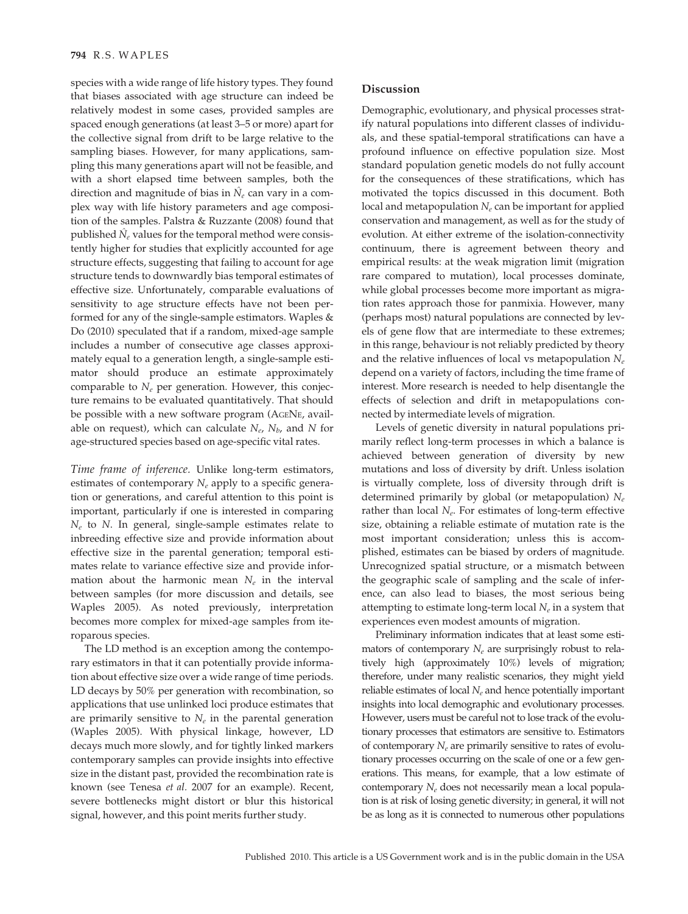species with a wide range of life history types. They found that biases associated with age structure can indeed be relatively modest in some cases, provided samples are spaced enough generations (at least 3–5 or more) apart for the collective signal from drift to be large relative to the sampling biases. However, for many applications, sampling this many generations apart will not be feasible, and with a short elapsed time between samples, both the direction and magnitude of bias in $\hat{N}_e$ can vary in a complex way with life history parameters and age composition of the samples. Palstra & Ruzzante (2008) found that published $\hat{N}_e$ values for the temporal method were consistently higher for studies that explicitly accounted for age structure effects, suggesting that failing to account for age structure tends to downwardly bias temporal estimates of effective size. Unfortunately, comparable evaluations of sensitivity to age structure effects have not been performed for any of the single-sample estimators. Waples & Do (2010) speculated that if a random, mixed-age sample includes a number of consecutive age classes approximately equal to a generation length, a single-sample estimator should produce an estimate approximately comparable to $N_e$ per generation. However, this conjecture remains to be evaluated quantitatively. That should be possible with a new software program (AgeNe, available on request), which can calculate $N_e$, $N_b$, and $N$ for age-structured species based on age-specific vital rates.

*Time frame of inference.* Unlike long-term estimators, estimates of contemporary $N_e$ apply to a specific generation or generations, and careful attention to this point is important, particularly if one is interested in comparing $N_e$ to $N$. In general, single-sample estimates relate to inbreeding effective size and provide information about effective size in the parental generation; temporal estimates relate to variance effective size and provide information about the harmonic mean $N_e$ in the interval between samples (for more discussion and details, see Waples 2005). As noted previously, interpretation becomes more complex for mixed-age samples from iteroparous species.

The LD method is an exception among the contemporary estimators in that it can potentially provide information about effective size over a wide range of time periods. LD decays by 50% per generation with recombination, so applications that use unlinked loci produce estimates that are primarily sensitive to $N_e$ in the parental generation (Waples 2005). With physical linkage, however, LD decays much more slowly, and for tightly linked markers contemporary samples can provide insights into effective size in the distant past, provided the recombination rate is known (see Tenesa *et al.* 2007 for an example). Recent, severe bottlenecks might distort or blur this historical signal, however, and this point merits further study.

## Discussion

Demographic, evolutionary, and physical processes stratify natural populations into different classes of individuals, and these spatial-temporal stratifications can have a profound influence on effective population size. Most standard population genetic models do not fully account for the consequences of these stratifications, which has motivated the topics discussed in this document. Both local and metapopulation $N_e$ can be important for applied conservation and management, as well as for the study of evolution. At either extreme of the isolation-connectivity continuum, there is agreement between theory and empirical results: at the weak migration limit (migration rare compared to mutation), local processes dominate, while global processes become more important as migration rates approach those for panmixia. However, many (perhaps most) natural populations are connected by levels of gene flow that are intermediate to these extremes; in this range, behaviour is not reliably predicted by theory and the relative influences of local vs metapopulation $N_e$ depend on a variety of factors, including the time frame of interest. More research is needed to help disentangle the effects of selection and drift in metapopulations connected by intermediate levels of migration.

Levels of genetic diversity in natural populations primarily reflect long-term processes in which a balance is achieved between generation of diversity by new mutations and loss of diversity by drift. Unless isolation is virtually complete, loss of diversity through drift is determined primarily by global (or metapopulation) $N_e$ rather than local $N_e$. For estimates of long-term effective size, obtaining a reliable estimate of mutation rate is the most important consideration; unless this is accomplished, estimates can be biased by orders of magnitude. Unrecognized spatial structure, or a mismatch between the geographic scale of sampling and the scale of inference, can also lead to biases, the most serious being attempting to estimate long-term local $N_e$ in a system that experiences even modest amounts of migration.

Preliminary information indicates that at least some estimators of contemporary $N_e$ are surprisingly robust to relatively high (approximately 10%) levels of migration; therefore, under many realistic scenarios, they might yield reliable estimates of local $N_e$ and hence potentially important insights into local demographic and evolutionary processes. However, users must be careful not to lose track of the evolutionary processes that estimators are sensitive to. Estimators of contemporary $N_e$ are primarily sensitive to rates of evolutionary processes occurring on the scale of one or a few generations. This means, for example, that a low estimate of contemporary $N_e$ does not necessarily mean a local population is at risk of losing genetic diversity; in general, it will not be as long as it is connected to numerous other populations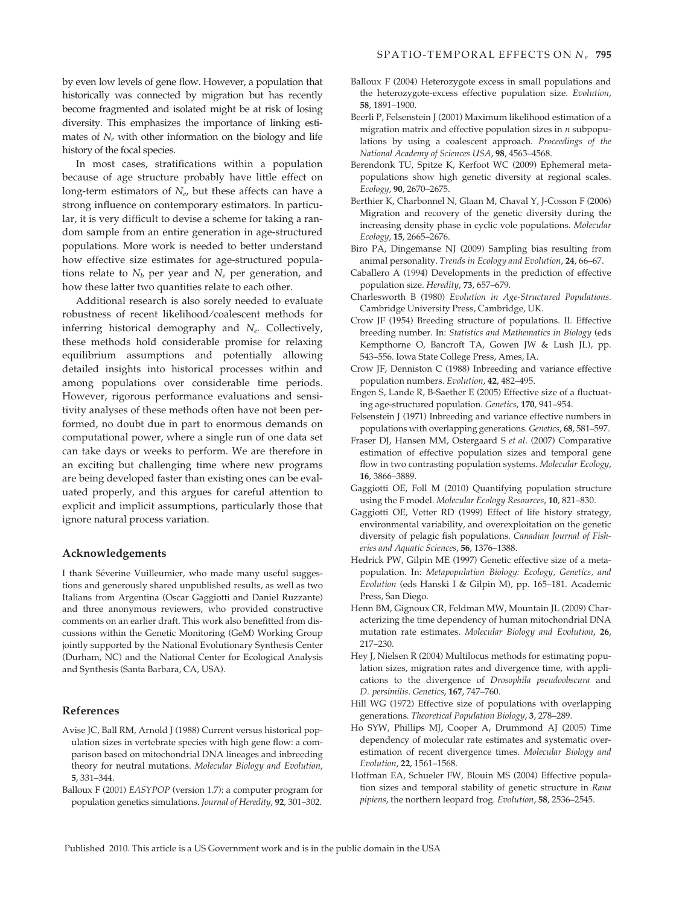by even low levels of gene flow. However, a population that historically was connected by migration but has recently become fragmented and isolated might be at risk of losing diversity. This emphasizes the importance of linking estimates of $N_e$ with other information on the biology and life history of the focal species.

In most cases, stratifications within a population because of age structure probably have little effect on long-term estimators of $N_e$, but these affects can have a strong influence on contemporary estimators. In particular, it is very difficult to devise a scheme for taking a random sample from an entire generation in age-structured populations. More work is needed to better understand how effective size estimates for age-structured populations relate to $N_b$ per year and $N_e$ per generation, and how these latter two quantities relate to each other.

Additional research is also sorely needed to evaluate robustness of recent likelihood/coalescent methods for inferring historical demography and $N_e$. Collectively, these methods hold considerable promise for relaxing equilibrium assumptions and potentially allowing detailed insights into historical processes within and among populations over considerable time periods. However, rigorous performance evaluations and sensitivity analyses of these methods often have not been performed, no doubt due in part to enormous demands on computational power, where a single run of one data set can take days or weeks to perform. We are therefore in an exciting but challenging time where new programs are being developed faster than existing ones can be evaluated properly, and this argues for careful attention to explicit and implicit assumptions, particularly those that ignore natural process variation.

## Acknowledgements

I thank Séverine Vuilleumier, who made many useful suggestions and generously shared unpublished results, as well as two Italians from Argentina (Oscar Gaggiotti and Daniel Ruzzante) and three anonymous reviewers, who provided constructive comments on an earlier draft. This work also benefitted from discussions within the Genetic Monitoring (GeM) Working Group jointly supported by the National Evolutionary Synthesis Center (Durham, NC) and the National Center for Ecological Analysis and Synthesis (Santa Barbara, CA, USA).

## References

Avise JC, Ball RM, Arnold J (1988) Current versus historical population sizes in vertebrate species with high gene flow: a comparison based on mitochondrial DNA lineages and inbreeding theory for neutral mutations. *Molecular Biology and Evolution*, **5**, 331–344.

Balloux F (2001) *EASYPOP* (version 1.7): a computer program for population genetics simulations. *Journal of Heredity*, **92**, 301–302.

Balloux F (2004) Heterozygote excess in small populations and the heterozygote-excess effective population size. *Evolution*, **58**, 1891–1900.

Beerli P, Felsenstein J (2001) Maximum likelihood estimation of a migration matrix and effective population sizes in *n* subpopulations by using a coalescent approach. *Proceedings of the National Academy of Sciences USA*, **98**, 4563–4568.

Berendonk TU, Spitze K, Kerfoot WC (2009) Ephemeral metapopulations show high genetic diversity at regional scales. *Ecology*, **90**, 2670–2675.

Berthier K, Charbonnel N, Glaan M, Chaval Y, J-Cosson F (2006) Migration and recovery of the genetic diversity during the increasing density phase in cyclic vole populations. *Molecular Ecology*, **15**, 2665–2676.

Biro PA, Dingemanse NJ (2009) Sampling bias resulting from animal personality. *Trends in Ecology and Evolution*, **24**, 66–67.

Caballero A (1994) Developments in the prediction of effective population size. *Heredity*, **73**, 657–679.

Charlesworth B (1980) *Evolution in Age-Structured Populations*. Cambridge University Press, Cambridge, UK.

Crow JF (1954) Breeding structure of populations. II. Effective breeding number. In: *Statistics and Mathematics in Biology* (eds Kempthorne O, Bancroft TA, Gowen JW & Lush JL), pp. 543–556. Iowa State College Press, Ames, IA.

Crow JF, Denniston C (1988) Inbreeding and variance effective population numbers. *Evolution*, **42**, 482–495.

Engen S, Lande R, B-Saether E (2005) Effective size of a fluctuating age-structured population. *Genetics*, **170**, 941–954.

Felsenstein J (1971) Inbreeding and variance effective numbers in populations with overlapping generations. *Genetics*, **68**, 581–597.

Fraser DJ, Hansen MM, Ostergaard S *et al*. (2007) Comparative estimation of effective population sizes and temporal gene flow in two contrasting population systems. *Molecular Ecology*, **16**, 3866–3889.

Gaggiotti OE, Foll M (2010) Quantifying population structure using the F model. *Molecular Ecology Resources*, **10**, 821–830.

Gaggiotti OE, Vetter RD (1999) Effect of life history strategy, environmental variability, and overexploitation on the genetic diversity of pelagic fish populations. *Canadian Journal of Fisheries and Aquatic Sciences*, **56**, 1376–1388.

Hedrick PW, Gilpin ME (1997) Genetic effective size of a metapopulation. In: *Metapopulation Biology: Ecology, Genetics, and Evolution* (eds Hanski I & Gilpin M), pp. 165–181. Academic Press, San Diego.

Henn BM, Gignoux CR, Feldman MW, Mountain JL (2009) Characterizing the time dependency of human mitochondrial DNA mutation rate estimates. *Molecular Biology and Evolution*, **26**, 217–230.

Hey J, Nielsen R (2004) Multilocus methods for estimating population sizes, migration rates and divergence time, with applications to the divergence of *Drosophila pseudoobscura* and *D. persimilis*. *Genetics*, **167**, 747–760.

Hill WG (1972) Effective size of populations with overlapping generations. *Theoretical Population Biology*, **3**, 278–289.

Ho SYW, Phillips MJ, Cooper A, Drummond AJ (2005) Time dependency of molecular rate estimates and systematic overestimation of recent divergence times. *Molecular Biology and Evolution*, **22**, 1561–1568.

Hoffman EA, Schueler FW, Blouin MS (2004) Effective population sizes and temporal stability of genetic structure in *Rana pipiens*, the northern leopard frog. *Evolution*, **58**, 2536–2545.

Published 2010. This article is a US Government work and is in the public domain in the USA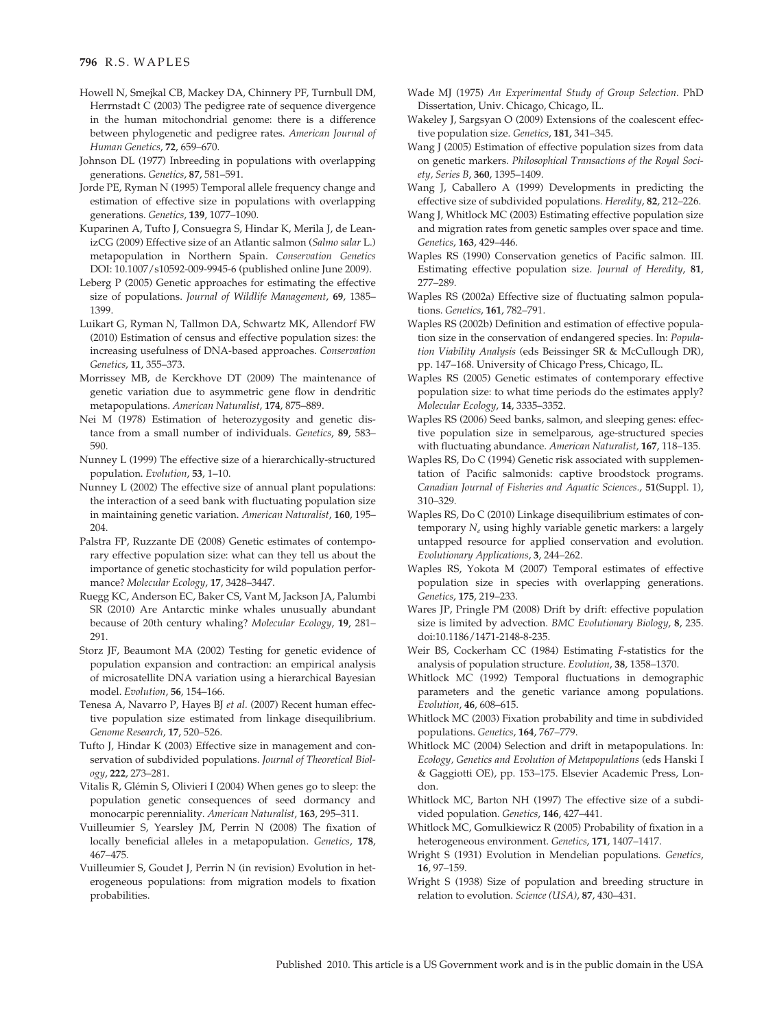Howell N, Smejkal CB, Mackey DA, Chinnery PF, Turnbull DM, Herrnstadt C (2003) The pedigree rate of sequence divergence in the human mitochondrial genome: there is a difference between phylogenetic and pedigree rates. *American Journal of Human Genetics*, **72**, 659–670.

Johnson DL (1977) Inbreeding in populations with overlapping generations. *Genetics*, **87**, 581–591.

Jorde PE, Ryman N (1995) Temporal allele frequency change and estimation of effective size in populations with overlapping generations. *Genetics*, **139**, 1077–1090.

Kuparinen A, Tufto J, Consuegra S, Hindar K, Merila J, de LeanizCG (2009) Effective size of an Atlantic salmon (*Salmo salar* L.) metapopulation in Northern Spain. *Conservation Genetics* DOI: 10.1007/s10592-009-9945-6 (published online June 2009).

Leberg P (2005) Genetic approaches for estimating the effective size of populations. *Journal of Wildlife Management*, **69**, 1385–1399.

Luikart G, Ryman N, Tallmon DA, Schwartz MK, Allendorf FW (2010) Estimation of census and effective population sizes: the increasing usefulness of DNA-based approaches. *Conservation Genetics*, **11**, 355–373.

Morrissey MB, de Kerckhove DT (2009) The maintenance of genetic variation due to asymmetric gene flow in dendritic metapopulations. *American Naturalist*, **174**, 875–889.

Nei M (1978) Estimation of heterozygosity and genetic distance from a small number of individuals. *Genetics*, **89**, 583–590.

Nunney L (1999) The effective size of a hierarchically-structured population. *Evolution*, **53**, 1–10.

Nunney L (2002) The effective size of annual plant populations: the interaction of a seed bank with fluctuating population size in maintaining genetic variation. *American Naturalist*, **160**, 195–204.

Palstra FP, Ruzzante DE (2008) Genetic estimates of contemporary effective population size: what can they tell us about the importance of genetic stochasticity for wild population performance? *Molecular Ecology*, **17**, 3428–3447.

Ruegg KC, Anderson EC, Baker CS, Vant M, Jackson JA, Palumbi SR (2010) Are Antarctic minke whales unusually abundant because of 20th century whaling? *Molecular Ecology*, **19**, 281–291.

Storz JF, Beaumont MA (2002) Testing for genetic evidence of population expansion and contraction: an empirical analysis of microsatellite DNA variation using a hierarchical Bayesian model. *Evolution*, **56**, 154–166.

Tenesa A, Navarro P, Hayes BJ *et al.* (2007) Recent human effective population size estimated from linkage disequilibrium. *Genome Research*, **17**, 520–526.

Tufto J, Hindar K (2003) Effective size in management and conservation of subdivided populations. *Journal of Theoretical Biology*, **222**, 273–281.

Vitalis R, Glémin S, Olivieri I (2004) When genes go to sleep: the population genetic consequences of seed dormancy and monocarpic perenniality. *American Naturalist*, **163**, 295–311.

Vuilleumier S, Yearsley JM, Perrin N (2008) The fixation of locally beneficial alleles in a metapopulation. *Genetics*, **178**, 467–475.

Vuilleumier S, Goudet J, Perrin N (in revision) Evolution in heterogeneous populations: from migration models to fixation probabilities.

Wade MJ (1975) *An Experimental Study of Group Selection*. PhD Dissertation, Univ. Chicago, Chicago, IL.

Wakeley J, Sargsyan O (2009) Extensions of the coalescent effective population size. *Genetics*, **181**, 341–345.

Wang J (2005) Estimation of effective population sizes from data on genetic markers. *Philosophical Transactions of the Royal Society, Series B*, **360**, 1395–1409.

Wang J, Caballero A (1999) Developments in predicting the effective size of subdivided populations. *Heredity*, **82**, 212–226.

Wang J, Whitlock MC (2003) Estimating effective population size and migration rates from genetic samples over space and time. *Genetics*, **163**, 429–446.

Waples RS (1990) Conservation genetics of Pacific salmon. III. Estimating effective population size. *Journal of Heredity*, **81**, 277–289.

Waples RS (2002a) Effective size of fluctuating salmon populations. *Genetics*, **161**, 782–791.

Waples RS (2002b) Definition and estimation of effective population size in the conservation of endangered species. In: *Population Viability Analysis* (eds Beissinger SR & McCullough DR), pp. 147–168. University of Chicago Press, Chicago, IL.

Waples RS (2005) Genetic estimates of contemporary effective population size: to what time periods do the estimates apply? *Molecular Ecology*, **14**, 3335–3352.

Waples RS (2006) Seed banks, salmon, and sleeping genes: effective population size in semelparous, age-structured species with fluctuating abundance. *American Naturalist*, **167**, 118–135.

Waples RS, Do C (1994) Genetic risk associated with supplementation of Pacific salmonids: captive broodstock programs. *Canadian Journal of Fisheries and Aquatic Sciences.*, **51**(Suppl. 1), 310–329.

Waples RS, Do C (2010) Linkage disequilibrium estimates of contemporary $N_e$ using highly variable genetic markers: a largely untapped resource for applied conservation and evolution. *Evolutionary Applications*, **3**, 244–262.

Waples RS, Yokota M (2007) Temporal estimates of effective population size in species with overlapping generations. *Genetics*, **175**, 219–233.

Wares JP, Pringle PM (2008) Drift by drift: effective population size is limited by advection. *BMC Evolutionary Biology*, **8**, 235. doi:10.1186/1471-2148-8-235.

Weir BS, Cockerham CC (1984) Estimating *F*-statistics for the analysis of population structure. *Evolution*, **38**, 1358–1370.

Whitlock MC (1992) Temporal fluctuations in demographic parameters and the genetic variance among populations. *Evolution*, **46**, 608–615.

Whitlock MC (2003) Fixation probability and time in subdivided populations. *Genetics*, **164**, 767–779.

Whitlock MC (2004) Selection and drift in metapopulations. In: *Ecology, Genetics and Evolution of Metapopulations* (eds Hanski I & Gaggiotti OE), pp. 153–175. Elsevier Academic Press, London.

Whitlock MC, Barton NH (1997) The effective size of a subdivided population. *Genetics*, **146**, 427–441.

Whitlock MC, Gomulkiewicz R (2005) Probability of fixation in a heterogeneous environment. *Genetics*, **171**, 1407–1417.

Wright S (1931) Evolution in Mendelian populations. *Genetics*, **16**, 97–159.

Wright S (1938) Size of population and breeding structure in relation to evolution. *Science (USA)*, **87**, 430–431.

Published 2010. This article is a US Government work and is in the public domain in the USA